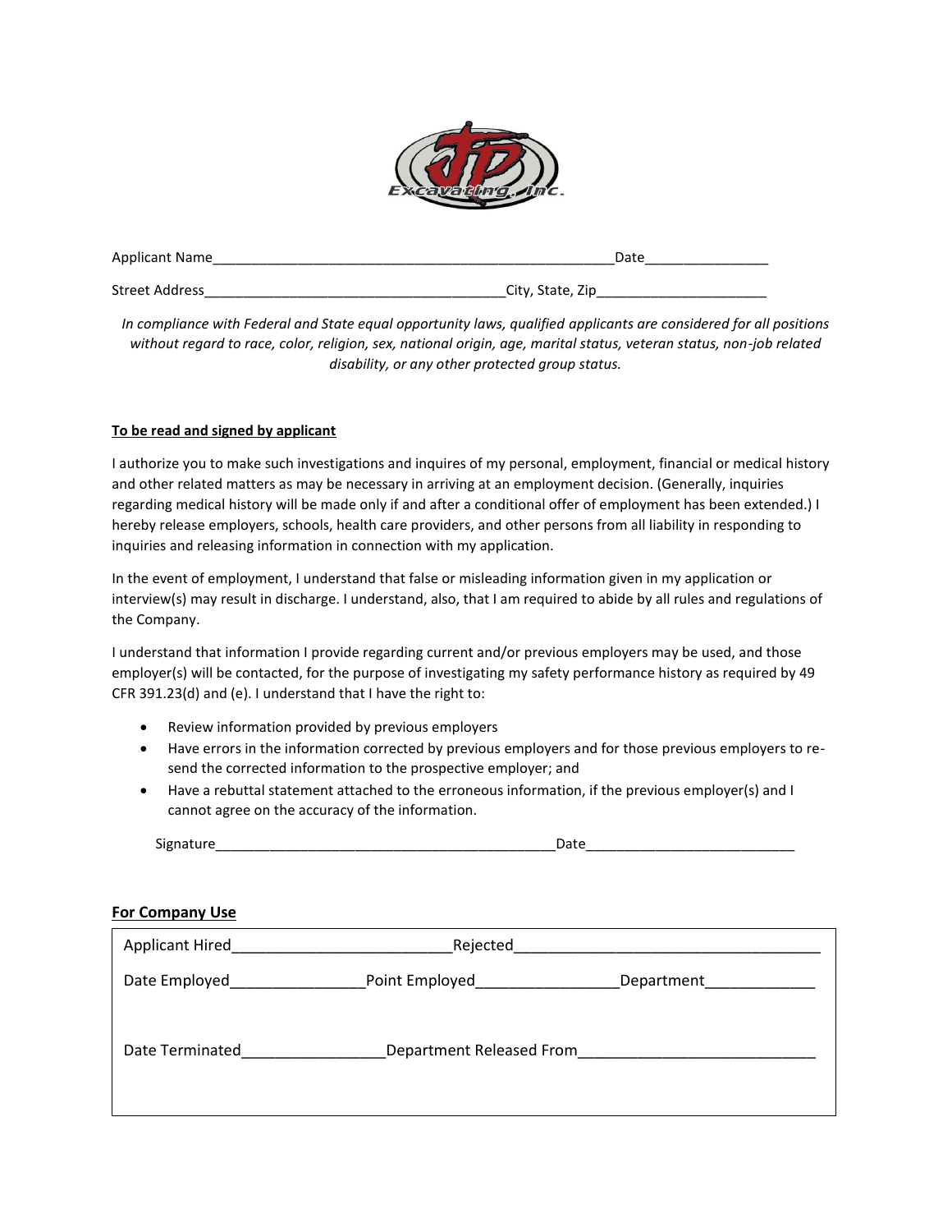Applicant Name\_\_\_\_\_\_\_\_\_\_\_\_\_\_\_\_\_\_\_\_\_\_\_\_\_\_\_\_\_\_\_\_\_\_\_\_\_\_\_\_\_\_\_\_\_\_\_\_\_\_\_\_ Date\_\_\_\_\_\_\_\_\_\_\_\_\_\_\_\_\_\_

Street Address\_\_\_\_\_\_\_\_\_\_\_\_\_\_\_\_\_\_\_\_\_\_\_\_\_\_\_\_\_\_\_\_\_\_\_\_\_\_\_\_\_City, State, Zip\_\_\_\_\_\_\_\_\_\_\_\_\_\_\_\_\_\_\_\_\_\_\_\_

*In compliance with Federal and State equal opportunity laws, qualified applicants are considered for all positions without regard to race, color, religion, sex, national origin, age, marital status, veteran status, non-job related disability, or any other protected group status.*

**To be read and signed by applicant**

I authorize you to make such investigations and inquires of my personal, employment, financial or medical history and other related matters as may be necessary in arriving at an employment decision. (Generally, inquiries regarding medical history will be made only if and after a conditional offer of employment has been extended.) I hereby release employers, schools, health care providers, and other persons from all liability in responding to inquiries and releasing information in connection with my application.

In the event of employment, I understand that false or misleading information given in my application or interview(s) may result in discharge. I understand, also, that I am required to abide by all rules and regulations of the Company.

I understand that information I provide regarding current and/or previous employers may be used, and those employer(s) will be contacted, for the purpose of investigating my safety performance history as required by 49 CFR 391.23(d) and (e). I understand that I have the right to:

- Review information provided by previous employers
- Have errors in the information corrected by previous employers and for those previous employers to re-send the corrected information to the prospective employer; and
- Have a rebuttal statement attached to the erroneous information, if the previous employer(s) and I cannot agree on the accuracy of the information.

Signature\_\_\_\_\_\_\_\_\_\_\_\_\_\_\_\_\_\_\_\_\_\_\_\_\_\_\_\_\_\_\_\_\_\_\_\_\_\_\_\_\_\_\_\_\_\_Date\_\_\_\_\_\_\_\_\_\_\_\_\_\_\_\_\_\_\_\_\_\_\_\_\_\_\_\_\_

**For Company Use**

Applicant Hired\_\_\_\_\_\_\_\_\_\_\_\_\_\_\_\_\_\_\_\_\_\_\_\_\_\_\_\_Rejected\_\_\_\_\_\_\_\_\_\_\_\_\_\_\_\_\_\_\_\_\_\_\_\_\_\_\_\_\_\_\_\_\_\_\_\_\_\_\_

Date Employed\_\_\_\_\_\_\_\_\_\_\_\_\_\_\_\_\_Point Employed\_\_\_\_\_\_\_\_\_\_\_\_\_\_\_\_\_\_Department\_\_\_\_\_\_\_\_\_\_\_\_\_\_

Date Terminated\_\_\_\_\_\_\_\_\_\_\_\_\_\_\_\_\_\_Department Released From\_\_\_\_\_\_\_\_\_\_\_\_\_\_\_\_\_\_\_\_\_\_\_\_\_\_\_\_\_\_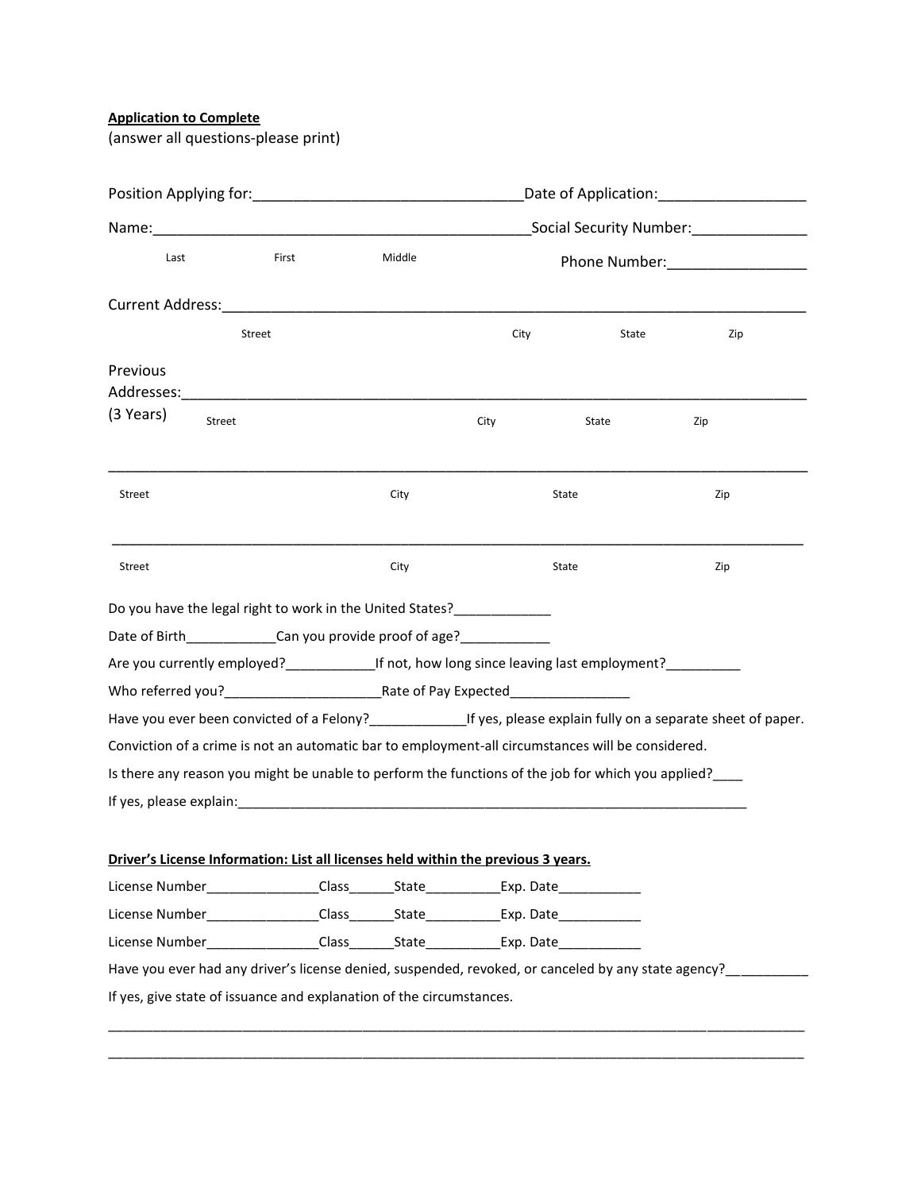**Application to Complete**

(answer all questions-please print)

Position Applying for:_________________________________Date of Application:__________________

Name:_______________________________________________Social Security Number:______________

Last First Middle

Phone Number:_________________

Current Address:___________________________________________________________________________

Street City State Zip

Previous Addresses:_________________________________________________________________________
(3 Years)

Street City State Zip

___________________________________________________________________________________________

Street City State Zip

___________________________________________________________________________________________

Street City State Zip

Do you have the legal right to work in the United States?_____________

Date of Birth____________Can you provide proof of age?____________

Are you currently employed?____________If not, how long since leaving last employment?__________

Who referred you?_____________________Rate of Pay Expected________________

Have you ever been convicted of a Felony?_____________If yes, please explain fully on a separate sheet of paper.

Conviction of a crime is not an automatic bar to employment-all circumstances will be considered.

Is there any reason you might be unable to perform the functions of the job for which you applied?____

If yes, please explain:_____________________________________________________________________

**Driver's License Information: List all licenses held within the previous 3 years.**

License Number_______________Class______State__________Exp. Date___________

License Number_______________Class______State__________Exp. Date___________

License Number_______________Class______State__________Exp. Date___________

Have you ever had any driver's license denied, suspended, revoked, or canceled by any state agency?__________

If yes, give state of issuance and explanation of the circumstances.

___________________________________________________________________________________________

___________________________________________________________________________________________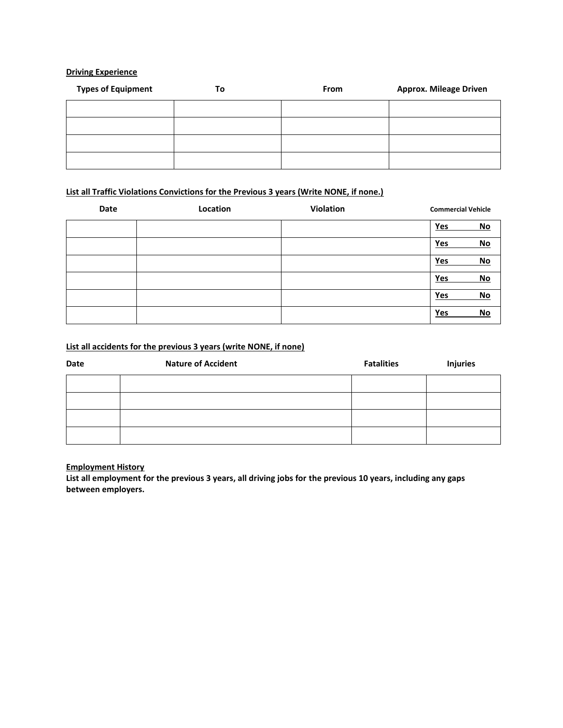**Driving Experience**

| Types of Equipment | To | From | Approx. Mileage Driven |
| --- | --- | --- | --- |
| | | | |
| | | | |
| | | | |
| | | | |

**List all Traffic Violations Convictions for the Previous 3 years (Write NONE, if none.)**

| Date | Location | Violation | Commercial Vehicle |
| --- | --- | --- | --- |
| | | | Yes No |
| | | | Yes No |
| | | | Yes No |
| | | | Yes No |
| | | | Yes No |
| | | | Yes No |

**List all accidents for the previous 3 years (write NONE, if none)**

| Date | Nature of Accident | Fatalities | Injuries |
| --- | --- | --- | --- |
| | | | |
| | | | |
| | | | |
| | | | |

**Employment History**

**List all employment for the previous 3 years, all driving jobs for the previous 10 years, including any gaps between employers.**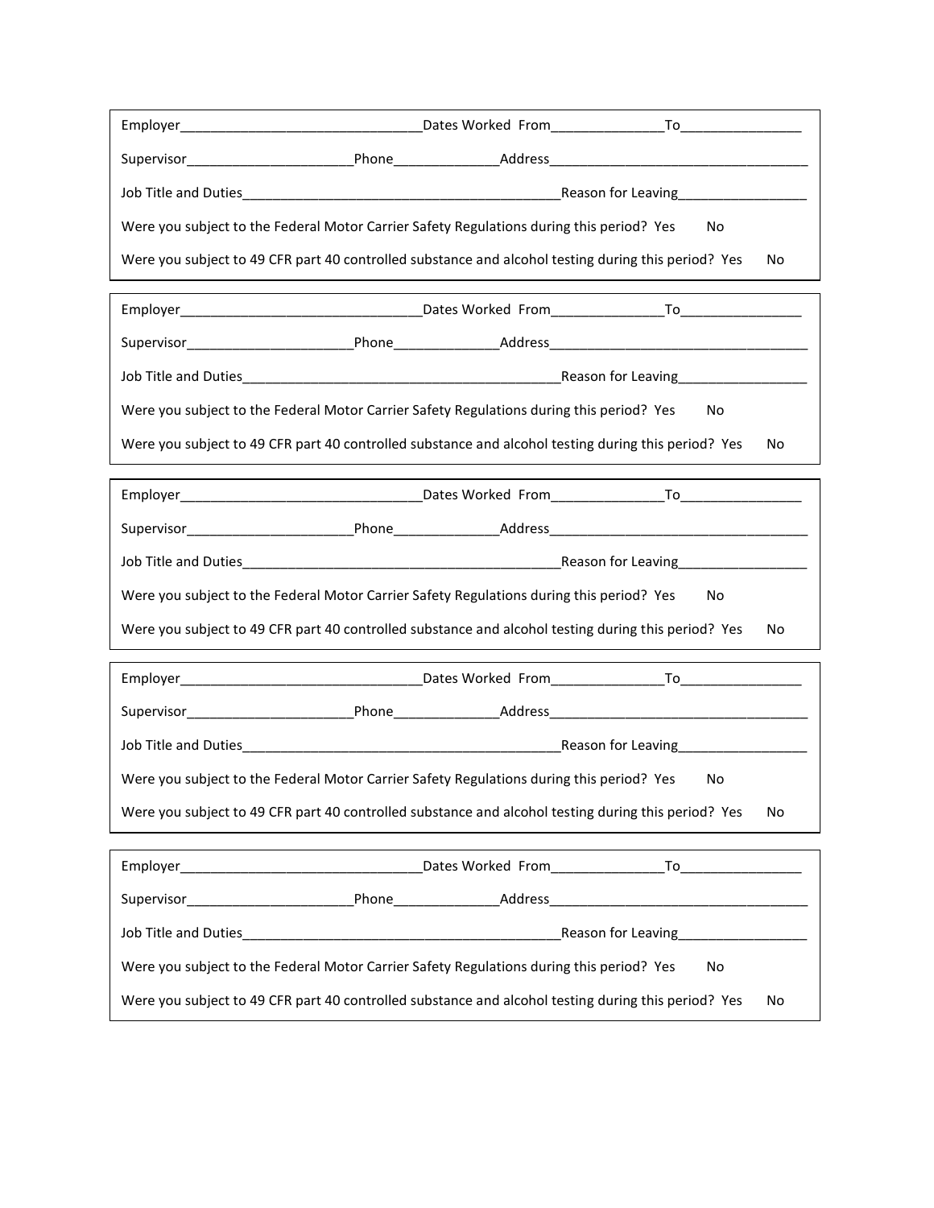Employer________________________________Dates Worked From_______________To________________

Supervisor______________________Phone______________Address___________________________________

Job Title and Duties__________________________________________Reason for Leaving_________________

Were you subject to the Federal Motor Carrier Safety Regulations during this period? Yes No

Were you subject to 49 CFR part 40 controlled substance and alcohol testing during this period? Yes No

---

Employer________________________________Dates Worked From_______________To________________

Supervisor______________________Phone______________Address___________________________________

Job Title and Duties__________________________________________Reason for Leaving_________________

Were you subject to the Federal Motor Carrier Safety Regulations during this period? Yes No

Were you subject to 49 CFR part 40 controlled substance and alcohol testing during this period? Yes No

---

Employer________________________________Dates Worked From_______________To________________

Supervisor______________________Phone______________Address___________________________________

Job Title and Duties__________________________________________Reason for Leaving_________________

Were you subject to the Federal Motor Carrier Safety Regulations during this period? Yes No

Were you subject to 49 CFR part 40 controlled substance and alcohol testing during this period? Yes No

---

Employer________________________________Dates Worked From_______________To________________

Supervisor______________________Phone______________Address___________________________________

Job Title and Duties__________________________________________Reason for Leaving_________________

Were you subject to the Federal Motor Carrier Safety Regulations during this period? Yes No

Were you subject to 49 CFR part 40 controlled substance and alcohol testing during this period? Yes No

---

Employer________________________________Dates Worked From_______________To________________

Supervisor______________________Phone______________Address___________________________________

Job Title and Duties__________________________________________Reason for Leaving_________________

Were you subject to the Federal Motor Carrier Safety Regulations during this period? Yes No

Were you subject to 49 CFR part 40 controlled substance and alcohol testing during this period? Yes No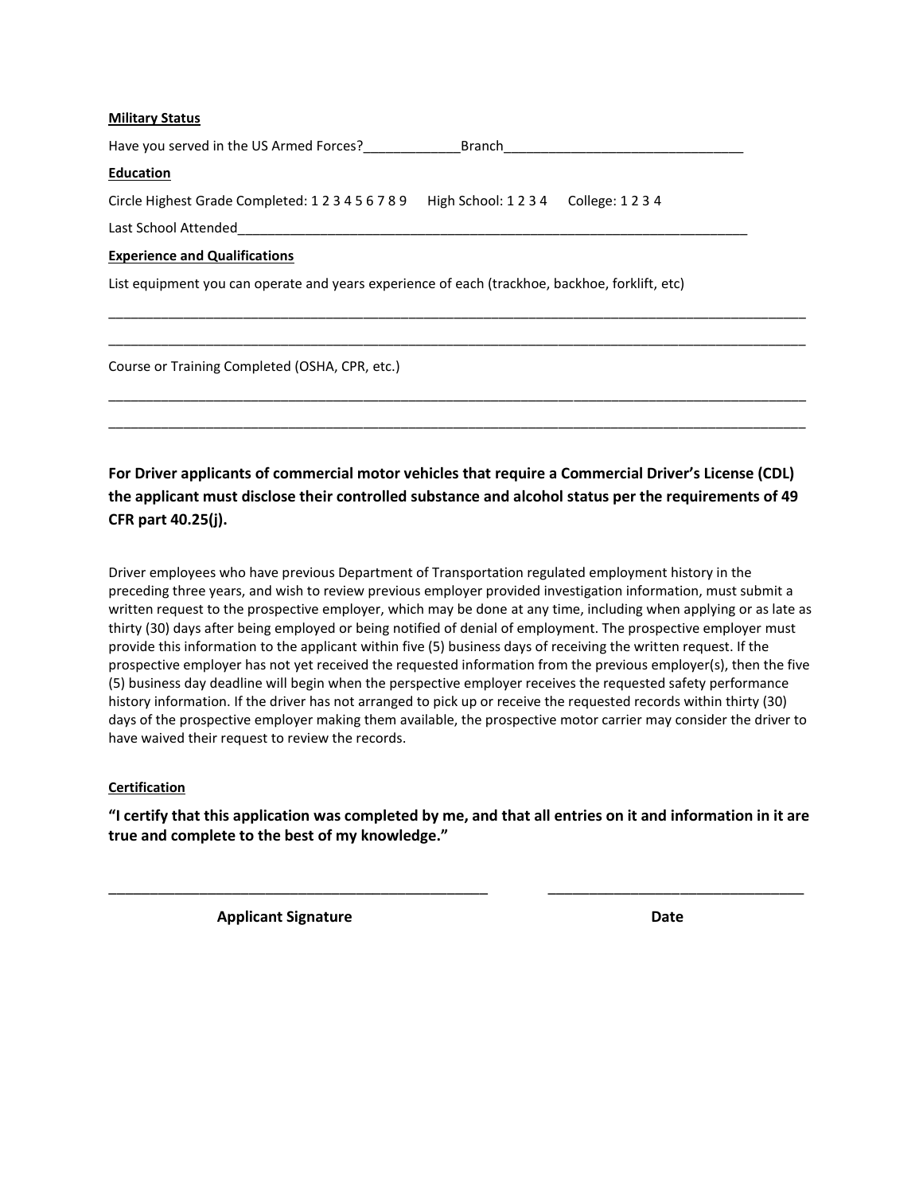**Military Status**

Have you served in the US Armed Forces?_____________Branch________________________________

**Education**

Circle Highest Grade Completed: 1 2 3 4 5 6 7 8 9     High School: 1 2 3 4     College: 1 2 3 4

Last School Attended_______________________________________________________________________

**Experience and Qualifications**

List equipment you can operate and years experience of each (trackhoe, backhoe, forklift, etc)

____________________________________________________________________________________________

____________________________________________________________________________________________

Course or Training Completed (OSHA, CPR, etc.)

____________________________________________________________________________________________

____________________________________________________________________________________________

**For Driver applicants of commercial motor vehicles that require a Commercial Driver's License (CDL) the applicant must disclose their controlled substance and alcohol status per the requirements of 49 CFR part 40.25(j).**

Driver employees who have previous Department of Transportation regulated employment history in the preceding three years, and wish to review previous employer provided investigation information, must submit a written request to the prospective employer, which may be done at any time, including when applying or as late as thirty (30) days after being employed or being notified of denial of employment. The prospective employer must provide this information to the applicant within five (5) business days of receiving the written request. If the prospective employer has not yet received the requested information from the previous employer(s), then the five (5) business day deadline will begin when the perspective employer receives the requested safety performance history information. If the driver has not arranged to pick up or receive the requested records within thirty (30) days of the prospective employer making them available, the prospective motor carrier may consider the driver to have waived their request to review the records.

**Certification**

**"I certify that this application was completed by me, and that all entries on it and information in it are true and complete to the best of my knowledge."**

__________________________________________________          _________________________________

**Applicant Signature**                                                                                    **Date**